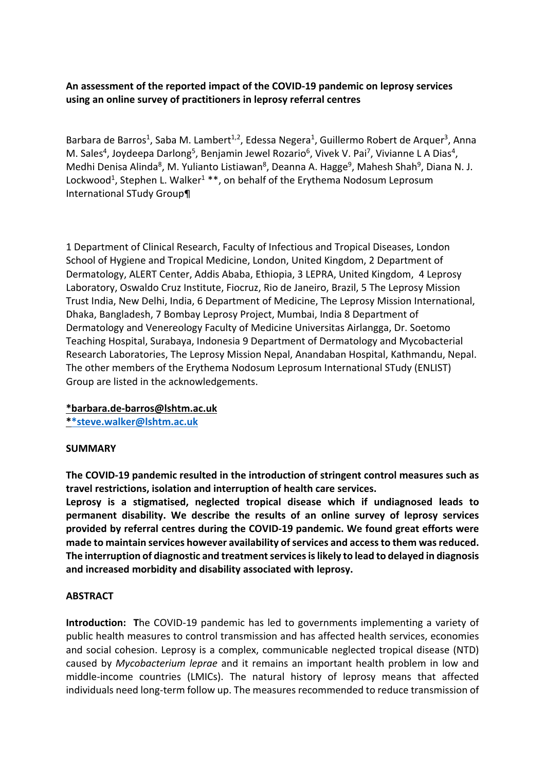**An assessment of the reported impact of the COVID-19 pandemic on leprosy services using an online survey of practitioners in leprosy referral centres**

Barbara de Barros[1], Saba M. Lambert[1,2], Edessa Negera[1], Guillermo Robert de Arquer[3], Anna M. Sales[4], Joydeepa Darlong[5], Benjamin Jewel Rozario[6], Vivek V. Pai[7], Vivianne L A Dias[4], Medhi Denisa Alinda[8], M. Yulianto Listiawan[8], Deanna A. Hagge[9], Mahesh Shah[9], Diana N. J. Lockwood[1], Stephen L. Walker[1] **, on behalf of the Erythema Nodosum Leprosum International STudy Group¶

1 Department of Clinical Research, Faculty of Infectious and Tropical Diseases, London School of Hygiene and Tropical Medicine, London, United Kingdom, 2 Department of Dermatology, ALERT Center, Addis Ababa, Ethiopia, 3 LEPRA, United Kingdom, 4 Leprosy Laboratory, Oswaldo Cruz Institute, Fiocruz, Rio de Janeiro, Brazil, 5 The Leprosy Mission Trust India, New Delhi, India, 6 Department of Medicine, The Leprosy Mission International, Dhaka, Bangladesh, 7 Bombay Leprosy Project, Mumbai, India 8 Department of Dermatology and Venereology Faculty of Medicine Universitas Airlangga, Dr. Soetomo Teaching Hospital, Surabaya, Indonesia 9 Department of Dermatology and Mycobacterial Research Laboratories, The Leprosy Mission Nepal, Anandaban Hospital, Kathmandu, Nepal. The other members of the Erythema Nodosum Leprosum International STudy (ENLIST) Group are listed in the acknowledgements.

***barbara.de-barros@lshtm.ac.uk**
****steve.walker@lshtm.ac.uk**

## SUMMARY

**The COVID-19 pandemic resulted in the introduction of stringent control measures such as travel restrictions, isolation and interruption of health care services.**
**Leprosy is a stigmatised, neglected tropical disease which if undiagnosed leads to permanent disability. We describe the results of an online survey of leprosy services provided by referral centres during the COVID-19 pandemic. We found great efforts were made to maintain services however availability of services and access to them was reduced. The interruption of diagnostic and treatment services is likely to lead to delayed in diagnosis and increased morbidity and disability associated with leprosy.**

## ABSTRACT

**Introduction:** The COVID-19 pandemic has led to governments implementing a variety of public health measures to control transmission and has affected health services, economies and social cohesion. Leprosy is a complex, communicable neglected tropical disease (NTD) caused by *Mycobacterium leprae* and it remains an important health problem in low and middle-income countries (LMICs). The natural history of leprosy means that affected individuals need long-term follow up. The measures recommended to reduce transmission of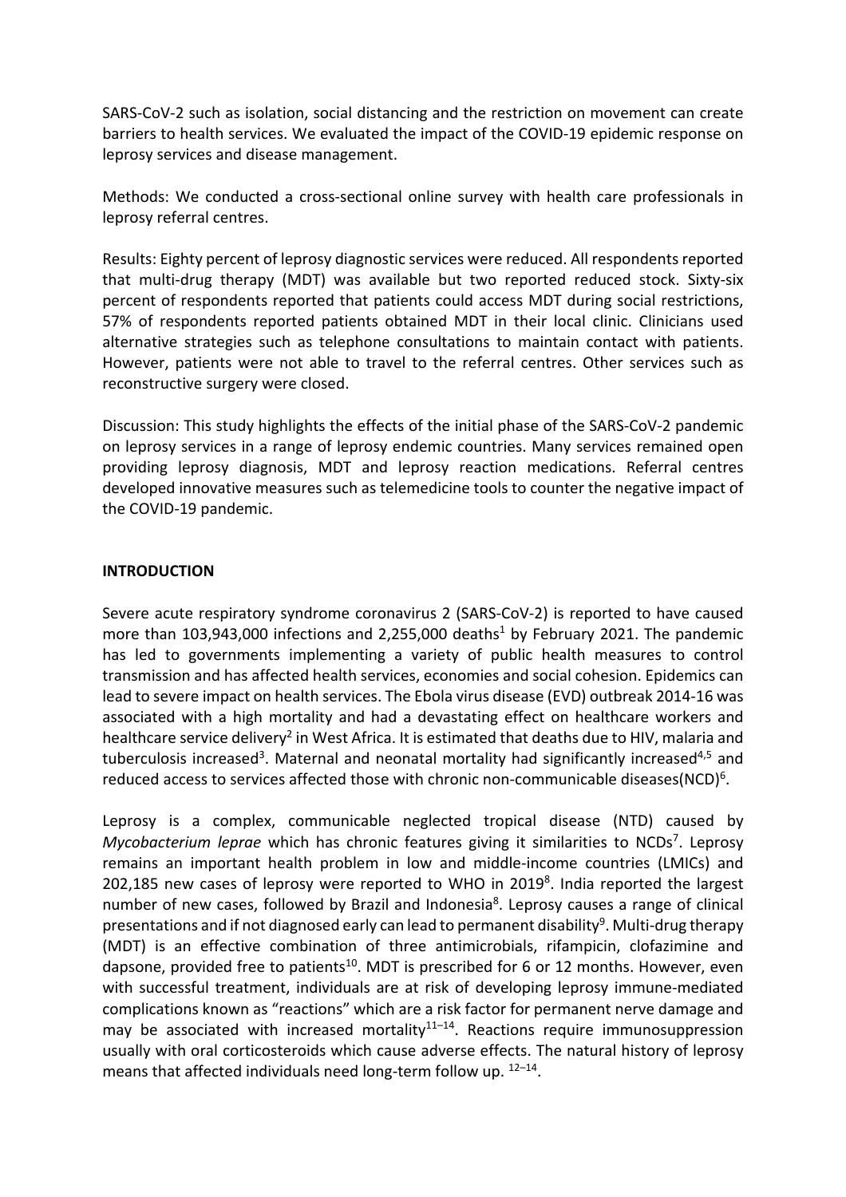SARS-CoV-2 such as isolation, social distancing and the restriction on movement can create barriers to health services. We evaluated the impact of the COVID-19 epidemic response on leprosy services and disease management.

Methods: We conducted a cross-sectional online survey with health care professionals in leprosy referral centres.

Results: Eighty percent of leprosy diagnostic services were reduced. All respondents reported that multi-drug therapy (MDT) was available but two reported reduced stock. Sixty-six percent of respondents reported that patients could access MDT during social restrictions, 57% of respondents reported patients obtained MDT in their local clinic. Clinicians used alternative strategies such as telephone consultations to maintain contact with patients. However, patients were not able to travel to the referral centres. Other services such as reconstructive surgery were closed.

Discussion: This study highlights the effects of the initial phase of the SARS-CoV-2 pandemic on leprosy services in a range of leprosy endemic countries. Many services remained open providing leprosy diagnosis, MDT and leprosy reaction medications. Referral centres developed innovative measures such as telemedicine tools to counter the negative impact of the COVID-19 pandemic.

## INTRODUCTION

Severe acute respiratory syndrome coronavirus 2 (SARS-CoV-2) is reported to have caused more than 103,943,000 infections and 2,255,000 deaths[1] by February 2021. The pandemic has led to governments implementing a variety of public health measures to control transmission and has affected health services, economies and social cohesion. Epidemics can lead to severe impact on health services. The Ebola virus disease (EVD) outbreak 2014-16 was associated with a high mortality and had a devastating effect on healthcare workers and healthcare service delivery[2] in West Africa. It is estimated that deaths due to HIV, malaria and tuberculosis increased[3]. Maternal and neonatal mortality had significantly increased[4,5] and reduced access to services affected those with chronic non-communicable diseases(NCD)[6].

Leprosy is a complex, communicable neglected tropical disease (NTD) caused by *Mycobacterium leprae* which has chronic features giving it similarities to NCDs[7]. Leprosy remains an important health problem in low and middle-income countries (LMICs) and 202,185 new cases of leprosy were reported to WHO in 2019[8]. India reported the largest number of new cases, followed by Brazil and Indonesia[8]. Leprosy causes a range of clinical presentations and if not diagnosed early can lead to permanent disability[9]. Multi-drug therapy (MDT) is an effective combination of three antimicrobials, rifampicin, clofazimine and dapsone, provided free to patients[10]. MDT is prescribed for 6 or 12 months. However, even with successful treatment, individuals are at risk of developing leprosy immune-mediated complications known as "reactions" which are a risk factor for permanent nerve damage and may be associated with increased mortality[11–14]. Reactions require immunosuppression usually with oral corticosteroids which cause adverse effects. The natural history of leprosy means that affected individuals need long-term follow up. [12–14].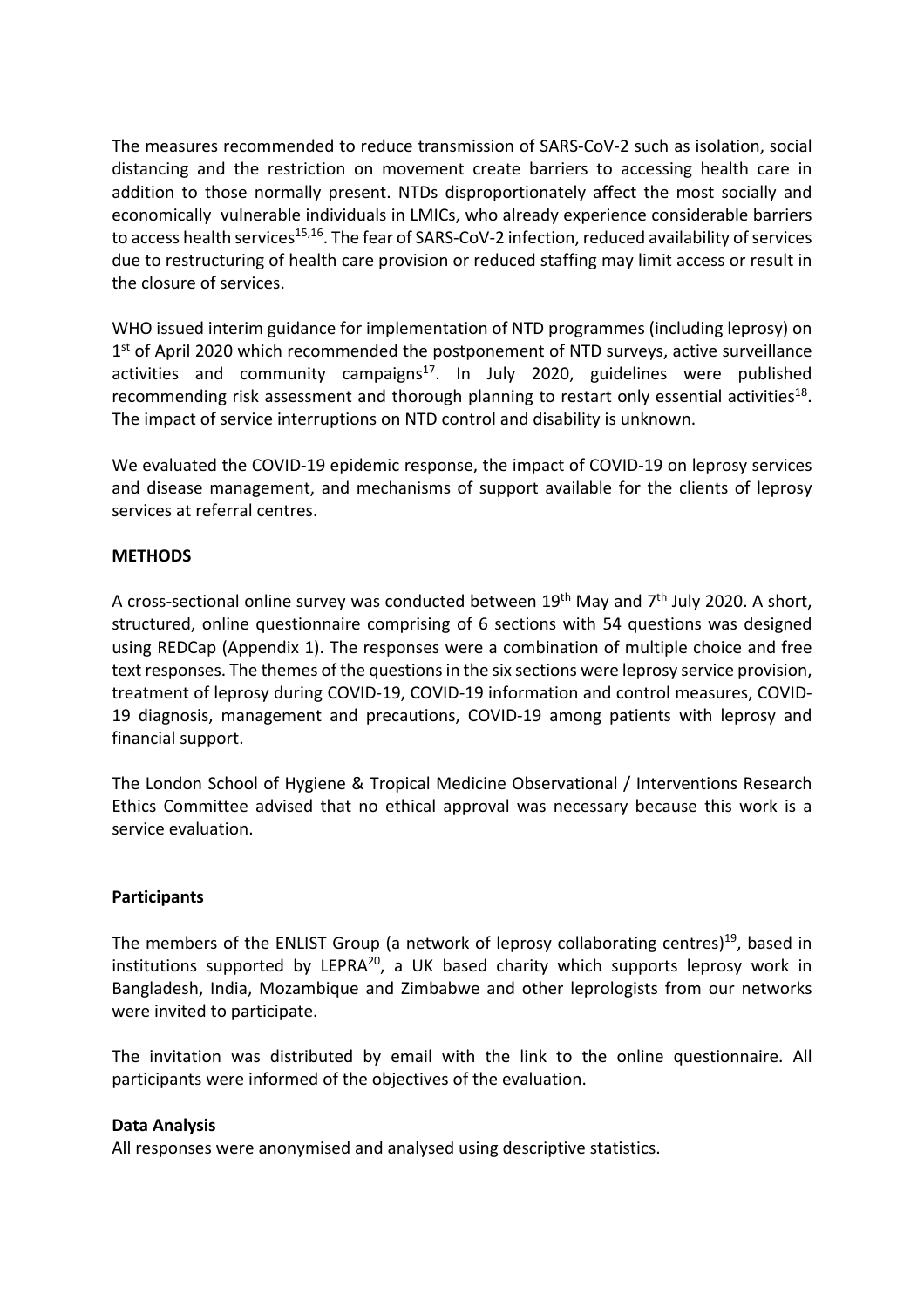The measures recommended to reduce transmission of SARS-CoV-2 such as isolation, social distancing and the restriction on movement create barriers to accessing health care in addition to those normally present. NTDs disproportionately affect the most socially and economically vulnerable individuals in LMICs, who already experience considerable barriers to access health services[15,16]. The fear of SARS-CoV-2 infection, reduced availability of services due to restructuring of health care provision or reduced staffing may limit access or result in the closure of services.

WHO issued interim guidance for implementation of NTD programmes (including leprosy) on 1st of April 2020 which recommended the postponement of NTD surveys, active surveillance activities and community campaigns[17]. In July 2020, guidelines were published recommending risk assessment and thorough planning to restart only essential activities[18]. The impact of service interruptions on NTD control and disability is unknown.

We evaluated the COVID-19 epidemic response, the impact of COVID-19 on leprosy services and disease management, and mechanisms of support available for the clients of leprosy services at referral centres.

**METHODS**

A cross-sectional online survey was conducted between 19th May and 7th July 2020. A short, structured, online questionnaire comprising of 6 sections with 54 questions was designed using REDCap (Appendix 1). The responses were a combination of multiple choice and free text responses. The themes of the questions in the six sections were leprosy service provision, treatment of leprosy during COVID-19, COVID-19 information and control measures, COVID-19 diagnosis, management and precautions, COVID-19 among patients with leprosy and financial support.

The London School of Hygiene & Tropical Medicine Observational / Interventions Research Ethics Committee advised that no ethical approval was necessary because this work is a service evaluation.

**Participants**

The members of the ENLIST Group (a network of leprosy collaborating centres)[19], based in institutions supported by LEPRA[20], a UK based charity which supports leprosy work in Bangladesh, India, Mozambique and Zimbabwe and other leprologists from our networks were invited to participate.

The invitation was distributed by email with the link to the online questionnaire. All participants were informed of the objectives of the evaluation.

**Data Analysis**

All responses were anonymised and analysed using descriptive statistics.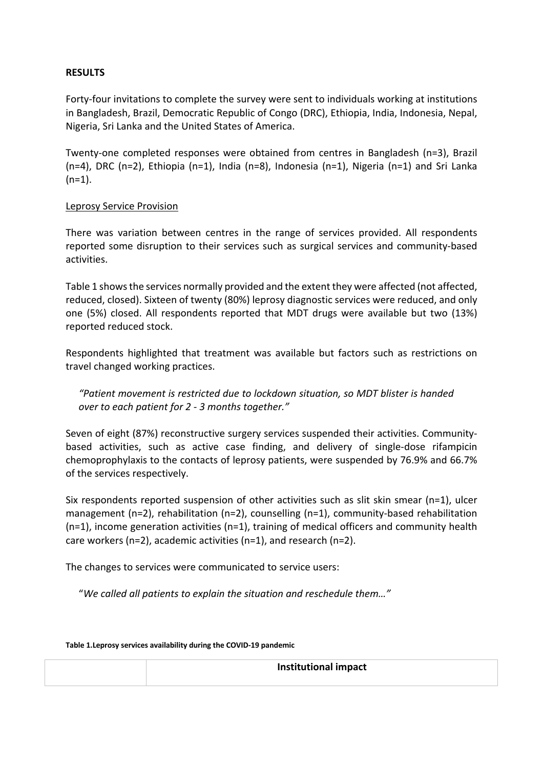**RESULTS**

Forty-four invitations to complete the survey were sent to individuals working at institutions in Bangladesh, Brazil, Democratic Republic of Congo (DRC), Ethiopia, India, Indonesia, Nepal, Nigeria, Sri Lanka and the United States of America.

Twenty-one completed responses were obtained from centres in Bangladesh (n=3), Brazil (n=4), DRC (n=2), Ethiopia (n=1), India (n=8), Indonesia (n=1), Nigeria (n=1) and Sri Lanka (n=1).

Leprosy Service Provision

There was variation between centres in the range of services provided. All respondents reported some disruption to their services such as surgical services and community-based activities.

Table 1 shows the services normally provided and the extent they were affected (not affected, reduced, closed). Sixteen of twenty (80%) leprosy diagnostic services were reduced, and only one (5%) closed. All respondents reported that MDT drugs were available but two (13%) reported reduced stock.

Respondents highlighted that treatment was available but factors such as restrictions on travel changed working practices.

> *"Patient movement is restricted due to lockdown situation, so MDT blister is handed over to each patient for 2 - 3 months together."*

Seven of eight (87%) reconstructive surgery services suspended their activities. Community-based activities, such as active case finding, and delivery of single-dose rifampicin chemoprophylaxis to the contacts of leprosy patients, were suspended by 76.9% and 66.7% of the services respectively.

Six respondents reported suspension of other activities such as slit skin smear (n=1), ulcer management (n=2), rehabilitation (n=2), counselling (n=1), community-based rehabilitation (n=1), income generation activities (n=1), training of medical officers and community health care workers (n=2), academic activities (n=1), and research (n=2).

The changes to services were communicated to service users:

> "*We called all patients to explain the situation and reschedule them…"*

**Table 1.Leprosy services availability during the COVID-19 pandemic**

| | **Institutional impact** |
|---|---|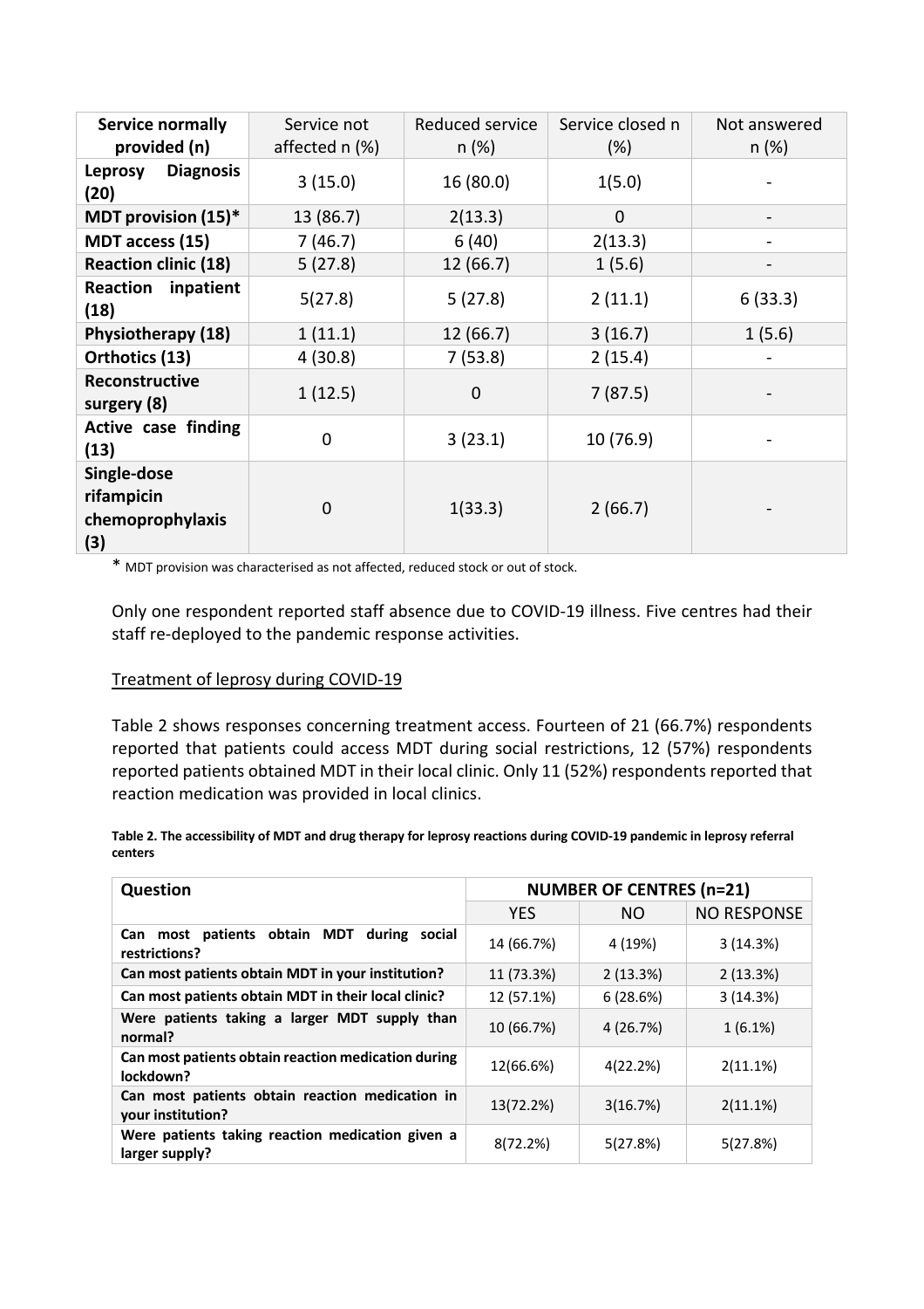| Service normally provided (n) | Service not affected n (%) | Reduced service n (%) | Service closed n (%) | Not answered n (%) |
|---|---|---|---|---|
| **Leprosy Diagnosis (20)** | 3 (15.0) | 16 (80.0) | 1(5.0) | - |
| **MDT provision (15)*** | 13 (86.7) | 2(13.3) | 0 | - |
| **MDT access (15)** | 7 (46.7) | 6 (40) | 2(13.3) | - |
| **Reaction clinic (18)** | 5 (27.8) | 12 (66.7) | 1 (5.6) | - |
| **Reaction inpatient (18)** | 5(27.8) | 5 (27.8) | 2 (11.1) | 6 (33.3) |
| **Physiotherapy (18)** | 1 (11.1) | 12 (66.7) | 3 (16.7) | 1 (5.6) |
| **Orthotics (13)** | 4 (30.8) | 7 (53.8) | 2 (15.4) | - |
| **Reconstructive surgery (8)** | 1 (12.5) | 0 | 7 (87.5) | - |
| **Active case finding (13)** | 0 | 3 (23.1) | 10 (76.9) | - |
| **Single-dose rifampicin chemoprophylaxis (3)** | 0 | 1(33.3) | 2 (66.7) | - |

* MDT provision was characterised as not affected, reduced stock or out of stock.

Only one respondent reported staff absence due to COVID-19 illness. Five centres had their staff re-deployed to the pandemic response activities.

Treatment of leprosy during COVID-19

Table 2 shows responses concerning treatment access. Fourteen of 21 (66.7%) respondents reported that patients could access MDT during social restrictions, 12 (57%) respondents reported patients obtained MDT in their local clinic. Only 11 (52%) respondents reported that reaction medication was provided in local clinics.

**Table 2. The accessibility of MDT and drug therapy for leprosy reactions during COVID-19 pandemic in leprosy referral centers**

| Question | NUMBER OF CENTRES (n=21) | | |
|---|---|---|---|
| | YES | NO | NO RESPONSE |
| **Can most patients obtain MDT during social restrictions?** | 14 (66.7%) | 4 (19%) | 3 (14.3%) |
| **Can most patients obtain MDT in your institution?** | 11 (73.3%) | 2 (13.3%) | 2 (13.3%) |
| **Can most patients obtain MDT in their local clinic?** | 12 (57.1%) | 6 (28.6%) | 3 (14.3%) |
| **Were patients taking a larger MDT supply than normal?** | 10 (66.7%) | 4 (26.7%) | 1 (6.1%) |
| **Can most patients obtain reaction medication during lockdown?** | 12(66.6%) | 4(22.2%) | 2(11.1%) |
| **Can most patients obtain reaction medication in your institution?** | 13(72.2%) | 3(16.7%) | 2(11.1%) |
| **Were patients taking reaction medication given a larger supply?** | 8(72.2%) | 5(27.8%) | 5(27.8%) |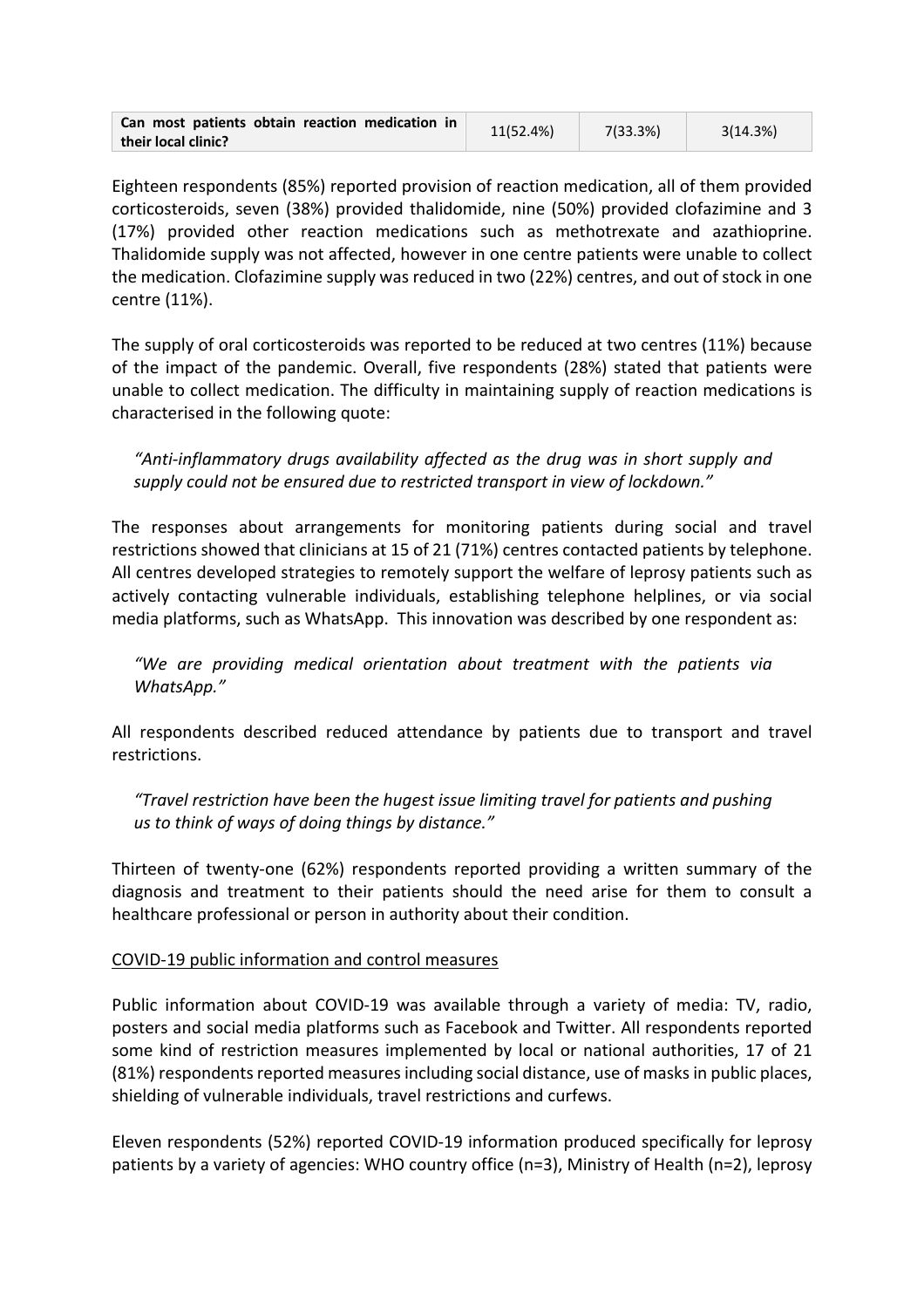| **Can most patients obtain reaction medication in their local clinic?** | 11(52.4%) | 7(33.3%) | 3(14.3%) |
|---|---|---|---|

Eighteen respondents (85%) reported provision of reaction medication, all of them provided corticosteroids, seven (38%) provided thalidomide, nine (50%) provided clofazimine and 3 (17%) provided other reaction medications such as methotrexate and azathioprine. Thalidomide supply was not affected, however in one centre patients were unable to collect the medication. Clofazimine supply was reduced in two (22%) centres, and out of stock in one centre (11%).

The supply of oral corticosteroids was reported to be reduced at two centres (11%) because of the impact of the pandemic. Overall, five respondents (28%) stated that patients were unable to collect medication. The difficulty in maintaining supply of reaction medications is characterised in the following quote:

> *"Anti-inflammatory drugs availability affected as the drug was in short supply and supply could not be ensured due to restricted transport in view of lockdown."*

The responses about arrangements for monitoring patients during social and travel restrictions showed that clinicians at 15 of 21 (71%) centres contacted patients by telephone. All centres developed strategies to remotely support the welfare of leprosy patients such as actively contacting vulnerable individuals, establishing telephone helplines, or via social media platforms, such as WhatsApp. This innovation was described by one respondent as:

> *"We are providing medical orientation about treatment with the patients via WhatsApp."*

All respondents described reduced attendance by patients due to transport and travel restrictions.

> *"Travel restriction have been the hugest issue limiting travel for patients and pushing us to think of ways of doing things by distance."*

Thirteen of twenty-one (62%) respondents reported providing a written summary of the diagnosis and treatment to their patients should the need arise for them to consult a healthcare professional or person in authority about their condition.

<u>COVID-19 public information and control measures</u>

Public information about COVID-19 was available through a variety of media: TV, radio, posters and social media platforms such as Facebook and Twitter. All respondents reported some kind of restriction measures implemented by local or national authorities, 17 of 21 (81%) respondents reported measures including social distance, use of masks in public places, shielding of vulnerable individuals, travel restrictions and curfews.

Eleven respondents (52%) reported COVID-19 information produced specifically for leprosy patients by a variety of agencies: WHO country office (n=3), Ministry of Health (n=2), leprosy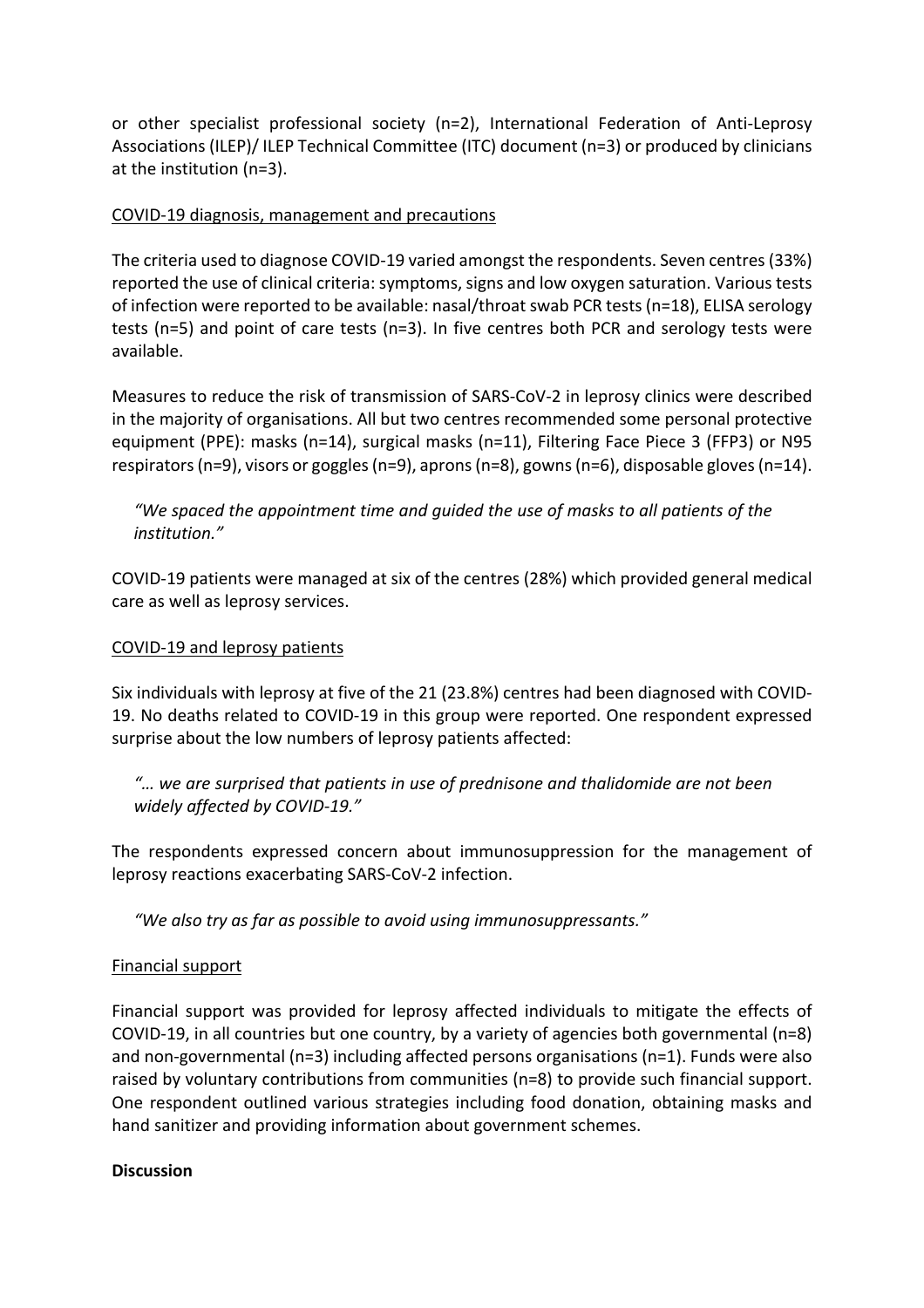or other specialist professional society (n=2), International Federation of Anti-Leprosy Associations (ILEP)/ ILEP Technical Committee (ITC) document (n=3) or produced by clinicians at the institution (n=3).

COVID-19 diagnosis, management and precautions

The criteria used to diagnose COVID-19 varied amongst the respondents. Seven centres (33%) reported the use of clinical criteria: symptoms, signs and low oxygen saturation. Various tests of infection were reported to be available: nasal/throat swab PCR tests (n=18), ELISA serology tests (n=5) and point of care tests (n=3). In five centres both PCR and serology tests were available.

Measures to reduce the risk of transmission of SARS-CoV-2 in leprosy clinics were described in the majority of organisations. All but two centres recommended some personal protective equipment (PPE): masks (n=14), surgical masks (n=11), Filtering Face Piece 3 (FFP3) or N95 respirators (n=9), visors or goggles (n=9), aprons (n=8), gowns (n=6), disposable gloves (n=14).

> *"We spaced the appointment time and guided the use of masks to all patients of the institution."*

COVID-19 patients were managed at six of the centres (28%) which provided general medical care as well as leprosy services.

COVID-19 and leprosy patients

Six individuals with leprosy at five of the 21 (23.8%) centres had been diagnosed with COVID-19. No deaths related to COVID-19 in this group were reported. One respondent expressed surprise about the low numbers of leprosy patients affected:

> *"… we are surprised that patients in use of prednisone and thalidomide are not been widely affected by COVID-19."*

The respondents expressed concern about immunosuppression for the management of leprosy reactions exacerbating SARS-CoV-2 infection.

> *"We also try as far as possible to avoid using immunosuppressants."*

Financial support

Financial support was provided for leprosy affected individuals to mitigate the effects of COVID-19, in all countries but one country, by a variety of agencies both governmental (n=8) and non-governmental (n=3) including affected persons organisations (n=1). Funds were also raised by voluntary contributions from communities (n=8) to provide such financial support. One respondent outlined various strategies including food donation, obtaining masks and hand sanitizer and providing information about government schemes.

**Discussion**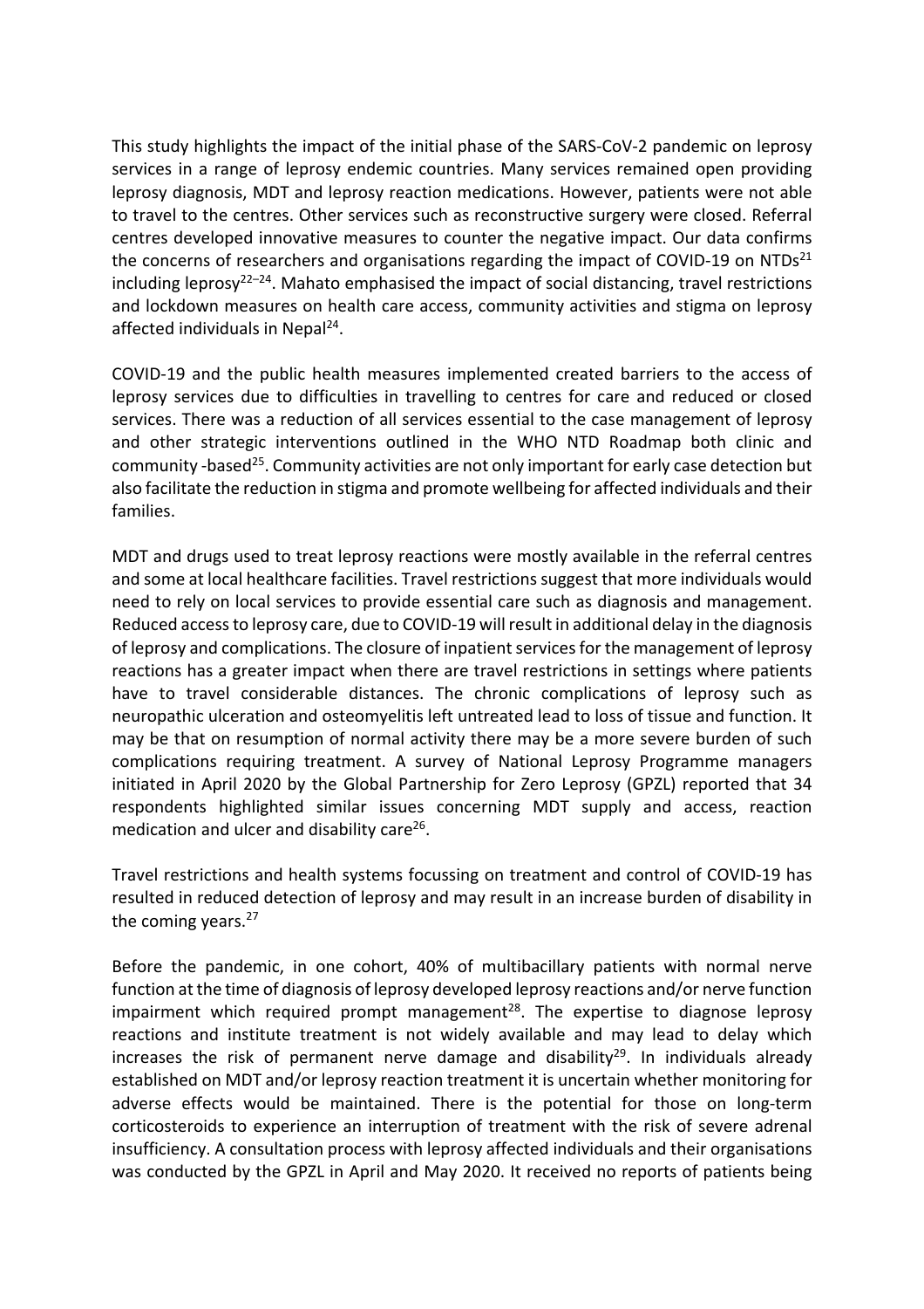This study highlights the impact of the initial phase of the SARS-CoV-2 pandemic on leprosy services in a range of leprosy endemic countries. Many services remained open providing leprosy diagnosis, MDT and leprosy reaction medications. However, patients were not able to travel to the centres. Other services such as reconstructive surgery were closed. Referral centres developed innovative measures to counter the negative impact. Our data confirms the concerns of researchers and organisations regarding the impact of COVID-19 on NTDs[21] including leprosy[22–24]. Mahato emphasised the impact of social distancing, travel restrictions and lockdown measures on health care access, community activities and stigma on leprosy affected individuals in Nepal[24].

COVID-19 and the public health measures implemented created barriers to the access of leprosy services due to difficulties in travelling to centres for care and reduced or closed services. There was a reduction of all services essential to the case management of leprosy and other strategic interventions outlined in the WHO NTD Roadmap both clinic and community -based[25]. Community activities are not only important for early case detection but also facilitate the reduction in stigma and promote wellbeing for affected individuals and their families.

MDT and drugs used to treat leprosy reactions were mostly available in the referral centres and some at local healthcare facilities. Travel restrictions suggest that more individuals would need to rely on local services to provide essential care such as diagnosis and management. Reduced access to leprosy care, due to COVID-19 will result in additional delay in the diagnosis of leprosy and complications. The closure of inpatient services for the management of leprosy reactions has a greater impact when there are travel restrictions in settings where patients have to travel considerable distances. The chronic complications of leprosy such as neuropathic ulceration and osteomyelitis left untreated lead to loss of tissue and function. It may be that on resumption of normal activity there may be a more severe burden of such complications requiring treatment. A survey of National Leprosy Programme managers initiated in April 2020 by the Global Partnership for Zero Leprosy (GPZL) reported that 34 respondents highlighted similar issues concerning MDT supply and access, reaction medication and ulcer and disability care[26].

Travel restrictions and health systems focussing on treatment and control of COVID-19 has resulted in reduced detection of leprosy and may result in an increase burden of disability in the coming years.[27]

Before the pandemic, in one cohort, 40% of multibacillary patients with normal nerve function at the time of diagnosis of leprosy developed leprosy reactions and/or nerve function impairment which required prompt management[28]. The expertise to diagnose leprosy reactions and institute treatment is not widely available and may lead to delay which increases the risk of permanent nerve damage and disability[29]. In individuals already established on MDT and/or leprosy reaction treatment it is uncertain whether monitoring for adverse effects would be maintained. There is the potential for those on long-term corticosteroids to experience an interruption of treatment with the risk of severe adrenal insufficiency. A consultation process with leprosy affected individuals and their organisations was conducted by the GPZL in April and May 2020. It received no reports of patients being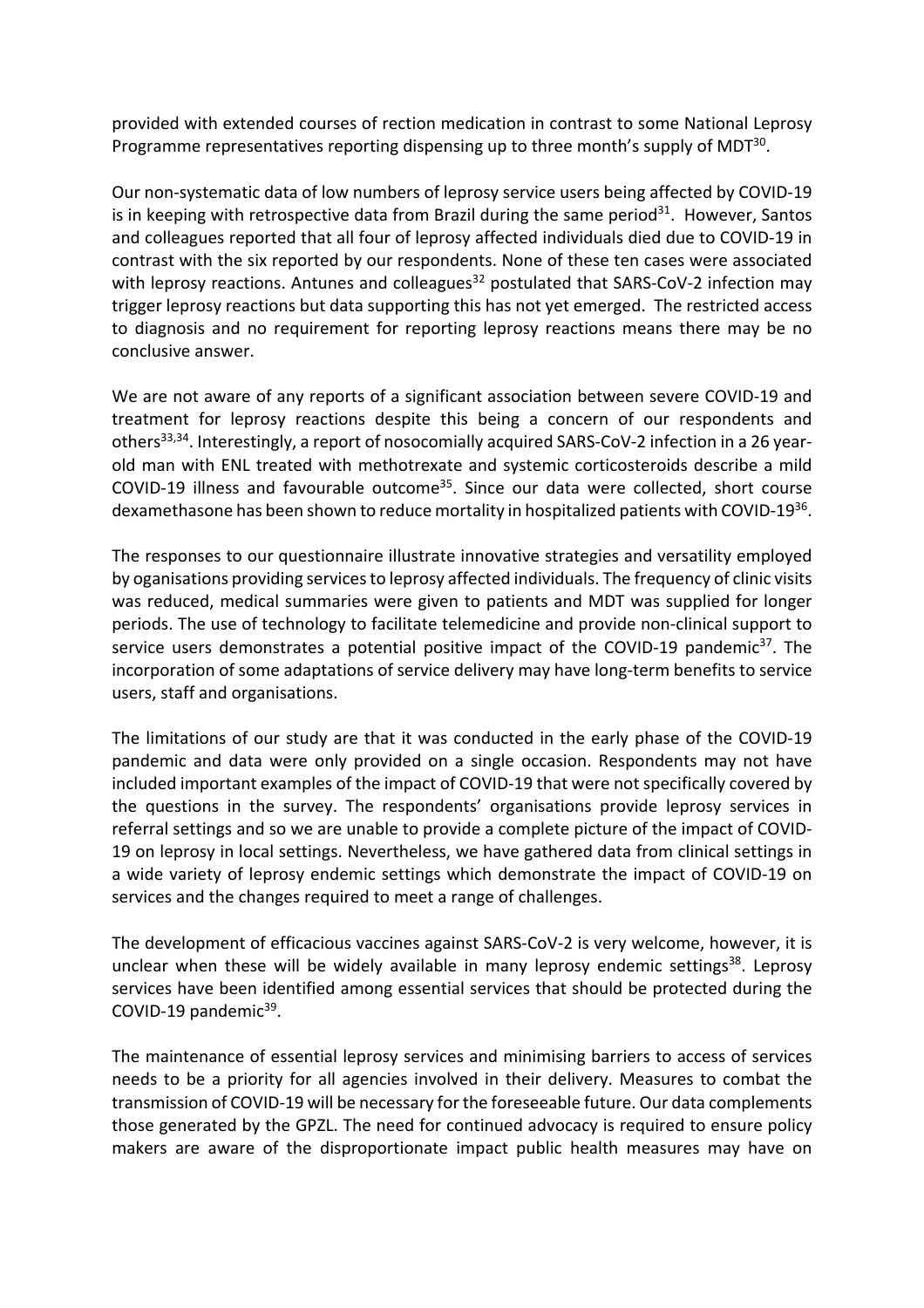provided with extended courses of rection medication in contrast to some National Leprosy Programme representatives reporting dispensing up to three month's supply of MDT[30].

Our non-systematic data of low numbers of leprosy service users being affected by COVID-19 is in keeping with retrospective data from Brazil during the same period[31]. However, Santos and colleagues reported that all four of leprosy affected individuals died due to COVID-19 in contrast with the six reported by our respondents. None of these ten cases were associated with leprosy reactions. Antunes and colleagues[32] postulated that SARS-CoV-2 infection may trigger leprosy reactions but data supporting this has not yet emerged. The restricted access to diagnosis and no requirement for reporting leprosy reactions means there may be no conclusive answer.

We are not aware of any reports of a significant association between severe COVID-19 and treatment for leprosy reactions despite this being a concern of our respondents and others[33,34]. Interestingly, a report of nosocomially acquired SARS-CoV-2 infection in a 26 year-old man with ENL treated with methotrexate and systemic corticosteroids describe a mild COVID-19 illness and favourable outcome[35]. Since our data were collected, short course dexamethasone has been shown to reduce mortality in hospitalized patients with COVID-19[36].

The responses to our questionnaire illustrate innovative strategies and versatility employed by oganisations providing services to leprosy affected individuals. The frequency of clinic visits was reduced, medical summaries were given to patients and MDT was supplied for longer periods. The use of technology to facilitate telemedicine and provide non-clinical support to service users demonstrates a potential positive impact of the COVID-19 pandemic[37]. The incorporation of some adaptations of service delivery may have long-term benefits to service users, staff and organisations.

The limitations of our study are that it was conducted in the early phase of the COVID-19 pandemic and data were only provided on a single occasion. Respondents may not have included important examples of the impact of COVID-19 that were not specifically covered by the questions in the survey. The respondents' organisations provide leprosy services in referral settings and so we are unable to provide a complete picture of the impact of COVID-19 on leprosy in local settings. Nevertheless, we have gathered data from clinical settings in a wide variety of leprosy endemic settings which demonstrate the impact of COVID-19 on services and the changes required to meet a range of challenges.

The development of efficacious vaccines against SARS-CoV-2 is very welcome, however, it is unclear when these will be widely available in many leprosy endemic settings[38]. Leprosy services have been identified among essential services that should be protected during the COVID-19 pandemic[39].

The maintenance of essential leprosy services and minimising barriers to access of services needs to be a priority for all agencies involved in their delivery. Measures to combat the transmission of COVID-19 will be necessary for the foreseeable future. Our data complements those generated by the GPZL. The need for continued advocacy is required to ensure policy makers are aware of the disproportionate impact public health measures may have on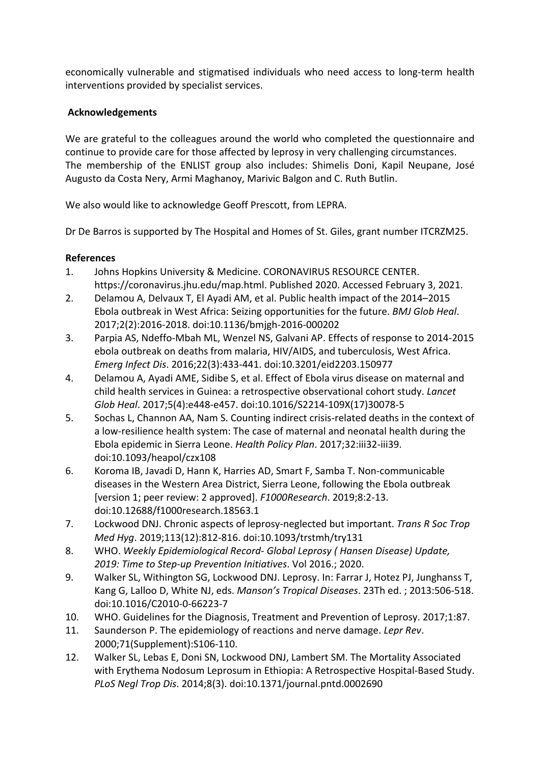economically vulnerable and stigmatised individuals who need access to long-term health interventions provided by specialist services.

## Acknowledgements

We are grateful to the colleagues around the world who completed the questionnaire and continue to provide care for those affected by leprosy in very challenging circumstances. The membership of the ENLIST group also includes: Shimelis Doni, Kapil Neupane, José Augusto da Costa Nery, Armi Maghanoy, Marivic Balgon and C. Ruth Butlin.

We also would like to acknowledge Geoff Prescott, from LEPRA.

Dr De Barros is supported by The Hospital and Homes of St. Giles, grant number ITCRZM25.

## References

1. Johns Hopkins University & Medicine. CORONAVIRUS RESOURCE CENTER. https://coronavirus.jhu.edu/map.html. Published 2020. Accessed February 3, 2021.
2. Delamou A, Delvaux T, El Ayadi AM, et al. Public health impact of the 2014–2015 Ebola outbreak in West Africa: Seizing opportunities for the future. *BMJ Glob Heal*. 2017;2(2):2016-2018. doi:10.1136/bmjgh-2016-000202
3. Parpia AS, Ndeffo-Mbah ML, Wenzel NS, Galvani AP. Effects of response to 2014-2015 ebola outbreak on deaths from malaria, HIV/AIDS, and tuberculosis, West Africa. *Emerg Infect Dis*. 2016;22(3):433-441. doi:10.3201/eid2203.150977
4. Delamou A, Ayadi AME, Sidibe S, et al. Effect of Ebola virus disease on maternal and child health services in Guinea: a retrospective observational cohort study. *Lancet Glob Heal*. 2017;5(4):e448-e457. doi:10.1016/S2214-109X(17)30078-5
5. Sochas L, Channon AA, Nam S. Counting indirect crisis-related deaths in the context of a low-resilience health system: The case of maternal and neonatal health during the Ebola epidemic in Sierra Leone. *Health Policy Plan*. 2017;32:iii32-iii39. doi:10.1093/heapol/czx108
6. Koroma IB, Javadi D, Hann K, Harries AD, Smart F, Samba T. Non-communicable diseases in the Western Area District, Sierra Leone, following the Ebola outbreak [version 1; peer review: 2 approved]. *F1000Research*. 2019;8:2-13. doi:10.12688/f1000research.18563.1
7. Lockwood DNJ. Chronic aspects of leprosy-neglected but important. *Trans R Soc Trop Med Hyg*. 2019;113(12):812-816. doi:10.1093/trstmh/try131
8. WHO. *Weekly Epidemiological Record- Global Leprosy ( Hansen Disease) Update, 2019: Time to Step-up Prevention Initiatives*. Vol 2016.; 2020.
9. Walker SL, Withington SG, Lockwood DNJ. Leprosy. In: Farrar J, Hotez PJ, Junghanss T, Kang G, Lalloo D, White NJ, eds. *Manson's Tropical Diseases*. 23Th ed. ; 2013:506-518. doi:10.1016/C2010-0-66223-7
10. WHO. Guidelines for the Diagnosis, Treatment and Prevention of Leprosy. 2017;1:87.
11. Saunderson P. The epidemiology of reactions and nerve damage. *Lepr Rev*. 2000;71(Supplement):S106-110.
12. Walker SL, Lebas E, Doni SN, Lockwood DNJ, Lambert SM. The Mortality Associated with Erythema Nodosum Leprosum in Ethiopia: A Retrospective Hospital-Based Study. *PLoS Negl Trop Dis*. 2014;8(3). doi:10.1371/journal.pntd.0002690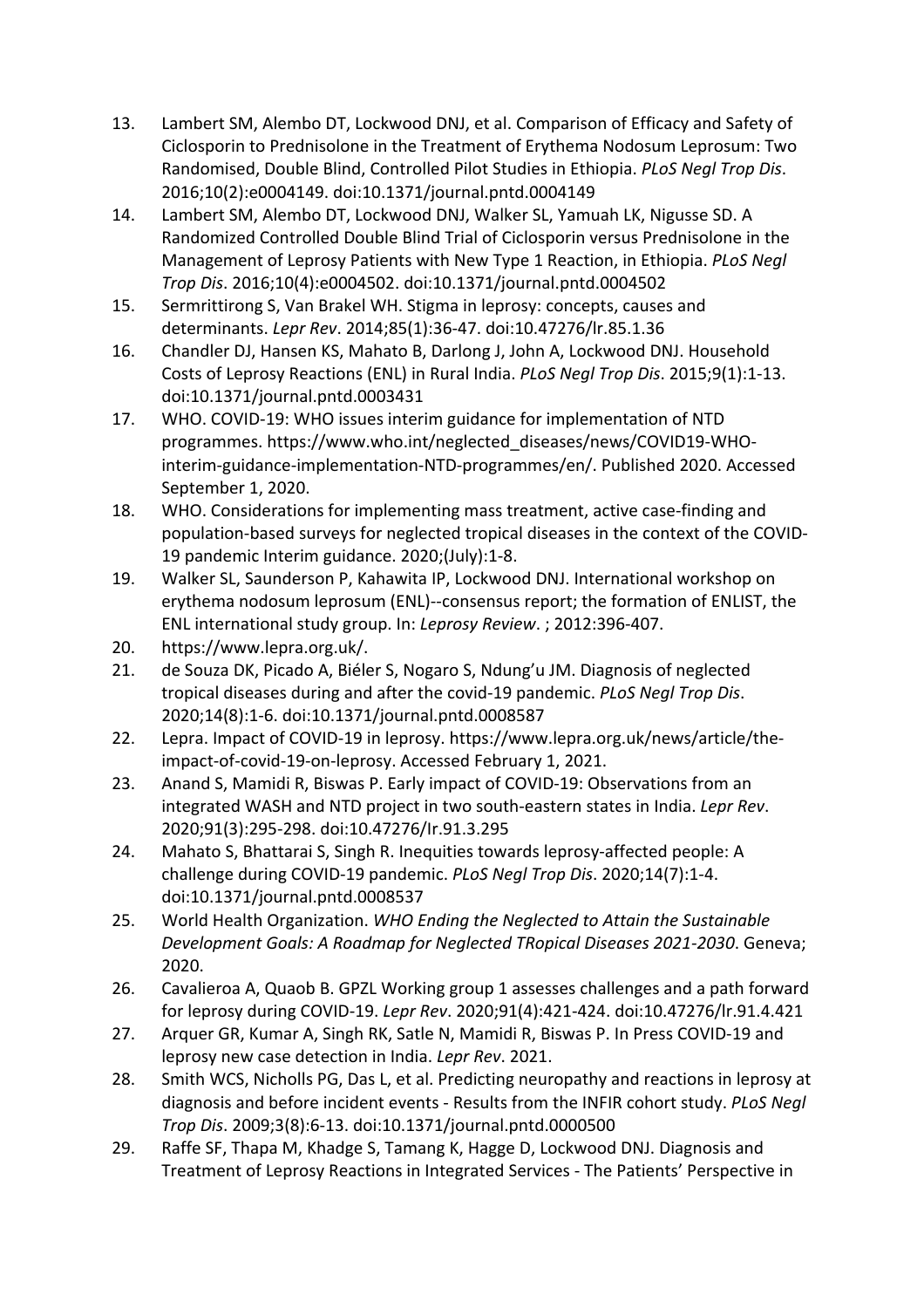13. Lambert SM, Alembo DT, Lockwood DNJ, et al. Comparison of Efficacy and Safety of Ciclosporin to Prednisolone in the Treatment of Erythema Nodosum Leprosum: Two Randomised, Double Blind, Controlled Pilot Studies in Ethiopia. *PLoS Negl Trop Dis*. 2016;10(2):e0004149. doi:10.1371/journal.pntd.0004149
14. Lambert SM, Alembo DT, Lockwood DNJ, Walker SL, Yamuah LK, Nigusse SD. A Randomized Controlled Double Blind Trial of Ciclosporin versus Prednisolone in the Management of Leprosy Patients with New Type 1 Reaction, in Ethiopia. *PLoS Negl Trop Dis*. 2016;10(4):e0004502. doi:10.1371/journal.pntd.0004502
15. Sermrittirong S, Van Brakel WH. Stigma in leprosy: concepts, causes and determinants. *Lepr Rev*. 2014;85(1):36-47. doi:10.47276/lr.85.1.36
16. Chandler DJ, Hansen KS, Mahato B, Darlong J, John A, Lockwood DNJ. Household Costs of Leprosy Reactions (ENL) in Rural India. *PLoS Negl Trop Dis*. 2015;9(1):1-13. doi:10.1371/journal.pntd.0003431
17. WHO. COVID-19: WHO issues interim guidance for implementation of NTD programmes. https://www.who.int/neglected_diseases/news/COVID19-WHO-interim-guidance-implementation-NTD-programmes/en/. Published 2020. Accessed September 1, 2020.
18. WHO. Considerations for implementing mass treatment, active case-finding and population-based surveys for neglected tropical diseases in the context of the COVID-19 pandemic Interim guidance. 2020;(July):1-8.
19. Walker SL, Saunderson P, Kahawita IP, Lockwood DNJ. International workshop on erythema nodosum leprosum (ENL)--consensus report; the formation of ENLIST, the ENL international study group. In: *Leprosy Review*. ; 2012:396-407.
20. https://www.lepra.org.uk/.
21. de Souza DK, Picado A, Biéler S, Nogaro S, Ndung'u JM. Diagnosis of neglected tropical diseases during and after the covid-19 pandemic. *PLoS Negl Trop Dis*. 2020;14(8):1-6. doi:10.1371/journal.pntd.0008587
22. Lepra. Impact of COVID-19 in leprosy. https://www.lepra.org.uk/news/article/the-impact-of-covid-19-on-leprosy. Accessed February 1, 2021.
23. Anand S, Mamidi R, Biswas P. Early impact of COVID-19: Observations from an integrated WASH and NTD project in two south-eastern states in India. *Lepr Rev*. 2020;91(3):295-298. doi:10.47276/lr.91.3.295
24. Mahato S, Bhattarai S, Singh R. Inequities towards leprosy-affected people: A challenge during COVID-19 pandemic. *PLoS Negl Trop Dis*. 2020;14(7):1-4. doi:10.1371/journal.pntd.0008537
25. World Health Organization. *WHO Ending the Neglected to Attain the Sustainable Development Goals: A Roadmap for Neglected TRopical Diseases 2021-2030*. Geneva; 2020.
26. Cavalieroa A, Quaob B. GPZL Working group 1 assesses challenges and a path forward for leprosy during COVID-19. *Lepr Rev*. 2020;91(4):421-424. doi:10.47276/lr.91.4.421
27. Arquer GR, Kumar A, Singh RK, Satle N, Mamidi R, Biswas P. In Press COVID-19 and leprosy new case detection in India. *Lepr Rev*. 2021.
28. Smith WCS, Nicholls PG, Das L, et al. Predicting neuropathy and reactions in leprosy at diagnosis and before incident events - Results from the INFIR cohort study. *PLoS Negl Trop Dis*. 2009;3(8):6-13. doi:10.1371/journal.pntd.0000500
29. Raffe SF, Thapa M, Khadge S, Tamang K, Hagge D, Lockwood DNJ. Diagnosis and Treatment of Leprosy Reactions in Integrated Services - The Patients' Perspective in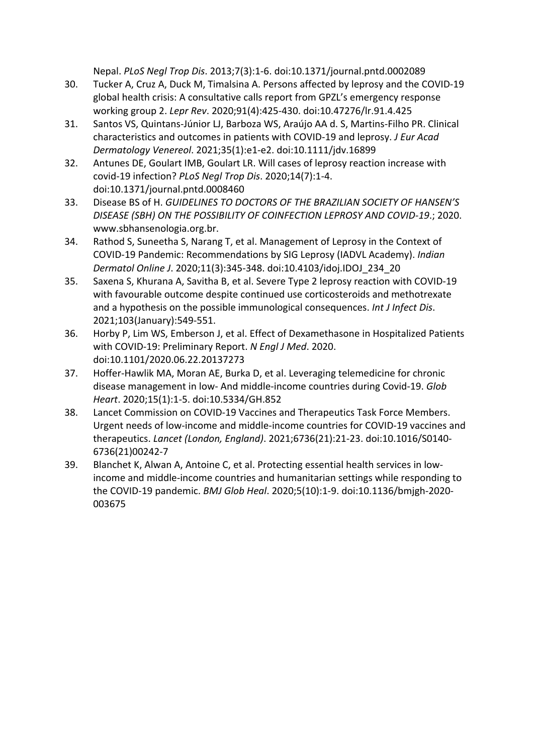Nepal. *PLoS Negl Trop Dis*. 2013;7(3):1-6. doi:10.1371/journal.pntd.0002089

30. Tucker A, Cruz A, Duck M, Timalsina A. Persons affected by leprosy and the COVID-19 global health crisis: A consultative calls report from GPZL's emergency response working group 2. *Lepr Rev*. 2020;91(4):425-430. doi:10.47276/lr.91.4.425
31. Santos VS, Quintans-Júnior LJ, Barboza WS, Araújo AA d. S, Martins-Filho PR. Clinical characteristics and outcomes in patients with COVID-19 and leprosy. *J Eur Acad Dermatology Venereol*. 2021;35(1):e1-e2. doi:10.1111/jdv.16899
32. Antunes DE, Goulart IMB, Goulart LR. Will cases of leprosy reaction increase with covid-19 infection? *PLoS Negl Trop Dis*. 2020;14(7):1-4. doi:10.1371/journal.pntd.0008460
33. Disease BS of H. *GUIDELINES TO DOCTORS OF THE BRAZILIAN SOCIETY OF HANSEN'S DISEASE (SBH) ON THE POSSIBILITY OF COINFECTION LEPROSY AND COVID-19*.; 2020. www.sbhansenologia.org.br.
34. Rathod S, Suneetha S, Narang T, et al. Management of Leprosy in the Context of COVID-19 Pandemic: Recommendations by SIG Leprosy (IADVL Academy). *Indian Dermatol Online J*. 2020;11(3):345-348. doi:10.4103/idoj.IDOJ_234_20
35. Saxena S, Khurana A, Savitha B, et al. Severe Type 2 leprosy reaction with COVID-19 with favourable outcome despite continued use corticosteroids and methotrexate and a hypothesis on the possible immunological consequences. *Int J Infect Dis*. 2021;103(January):549-551.
36. Horby P, Lim WS, Emberson J, et al. Effect of Dexamethasone in Hospitalized Patients with COVID-19: Preliminary Report. *N Engl J Med*. 2020. doi:10.1101/2020.06.22.20137273
37. Hoffer-Hawlik MA, Moran AE, Burka D, et al. Leveraging telemedicine for chronic disease management in low- And middle-income countries during Covid-19. *Glob Heart*. 2020;15(1):1-5. doi:10.5334/GH.852
38. Lancet Commission on COVID-19 Vaccines and Therapeutics Task Force Members. Urgent needs of low-income and middle-income countries for COVID-19 vaccines and therapeutics. *Lancet (London, England)*. 2021;6736(21):21-23. doi:10.1016/S0140-6736(21)00242-7
39. Blanchet K, Alwan A, Antoine C, et al. Protecting essential health services in low-income and middle-income countries and humanitarian settings while responding to the COVID-19 pandemic. *BMJ Glob Heal*. 2020;5(10):1-9. doi:10.1136/bmjgh-2020-003675